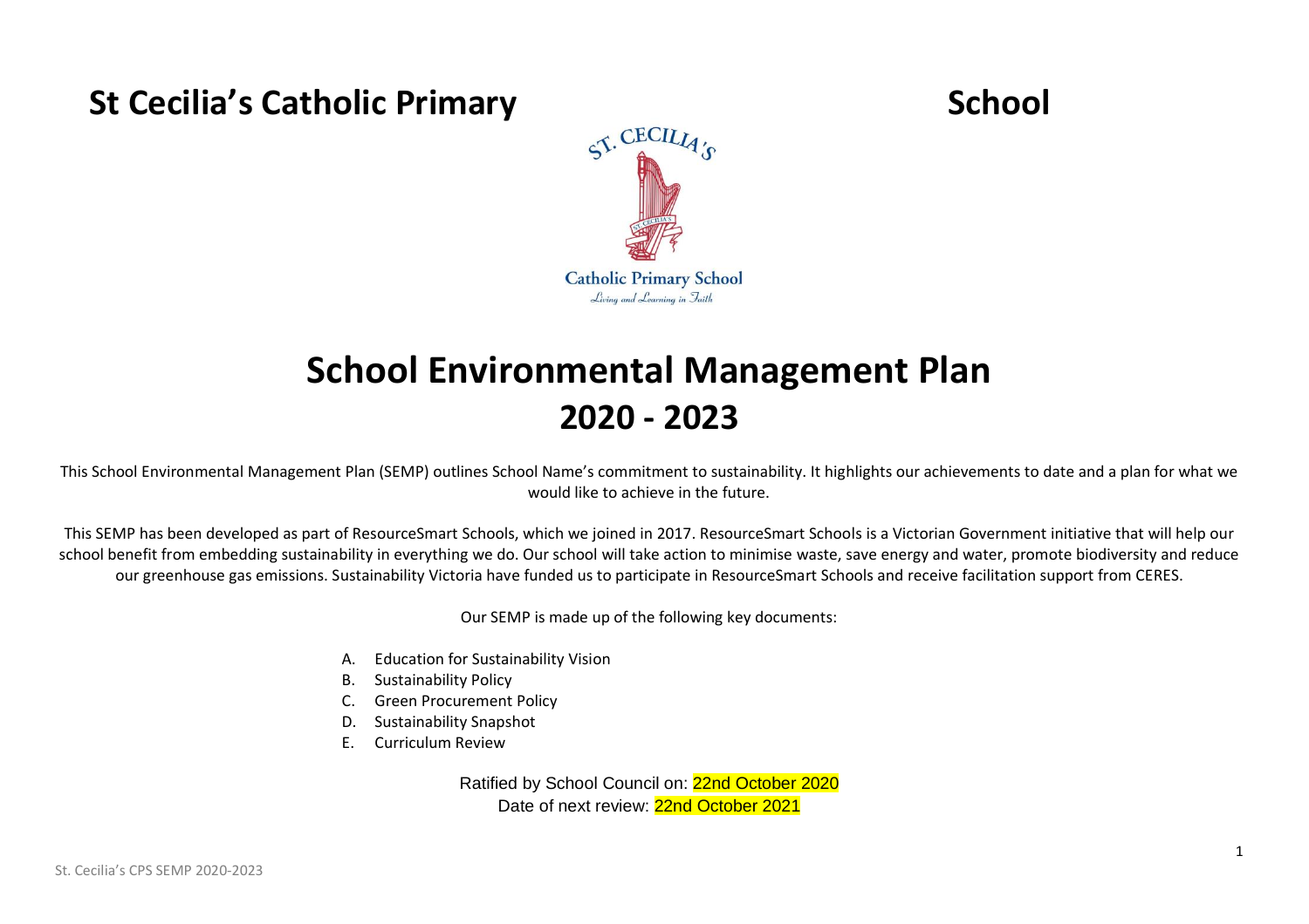# St Cecilia's Catholic Primary School

# School Environmental Management Plan 2020 - 2023

This School Environmental Management Plan (SEMP) outlines School Name's commitment to sustainability. It highlights our achievements to date and a plan for what we would like to achieve in the future.

This SEMP has been developed as part of ResourceSmart Schools, which we joined in 2017. ResourceSmart Schools is a Victorian Government initiative that will help our school benefit from embedding sustainability in everything we do. Our school will take action to minimise waste, save energy and water, promote biodiversity and reduce our greenhouse gas emissions. Sustainability Victoria have funded us to participate in ResourceSmart Schools and receive facilitation support from CERES.

Our SEMP is made up of the following key documents:

A. Education for Sustainability Vision
B. Sustainability Policy
C. Green Procurement Policy
D. Sustainability Snapshot
E. Curriculum Review

Ratified by School Council on: 22nd October 2020
Date of next review: 22nd October 2021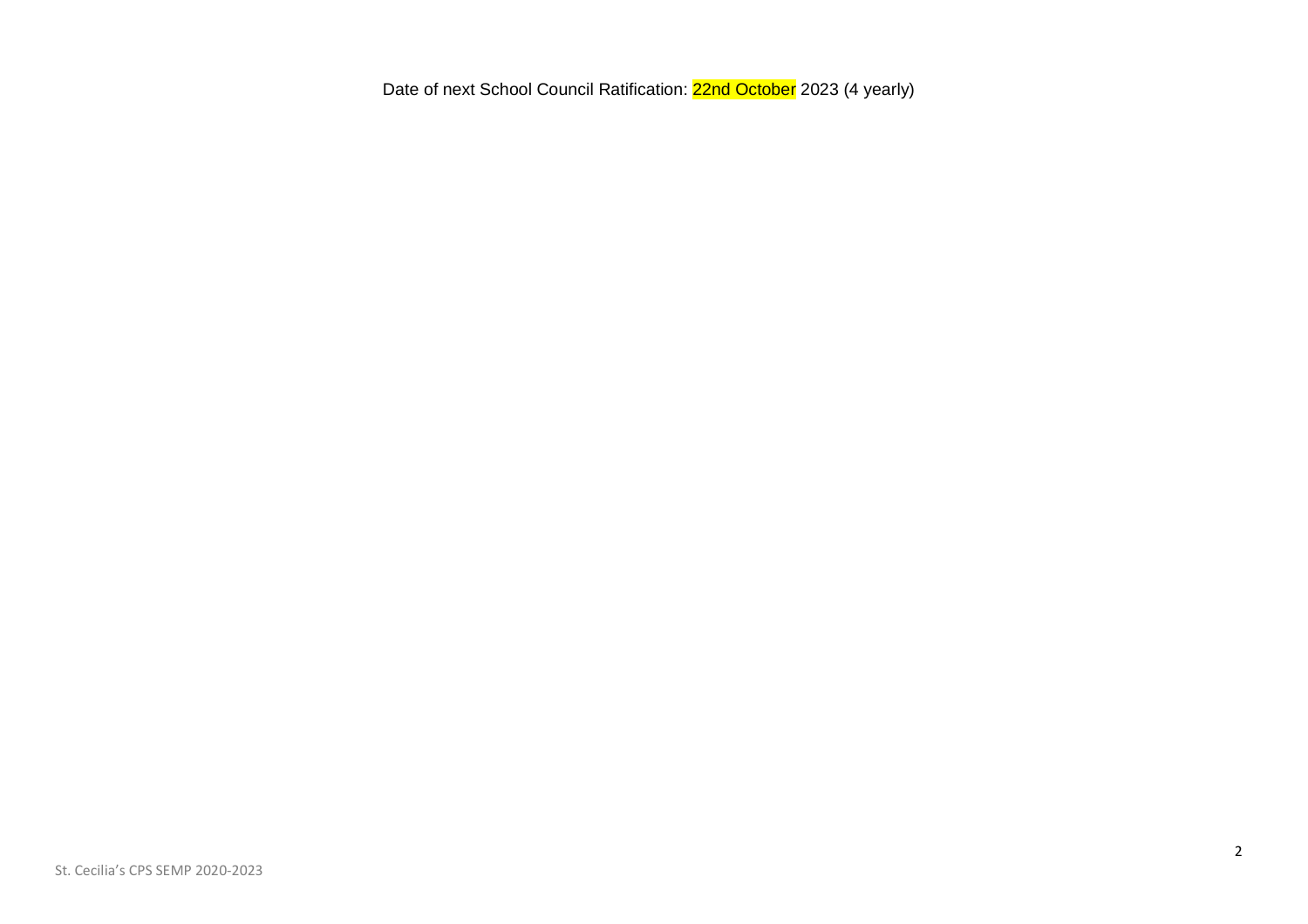Date of next School Council Ratification: 22nd October 2023 (4 yearly)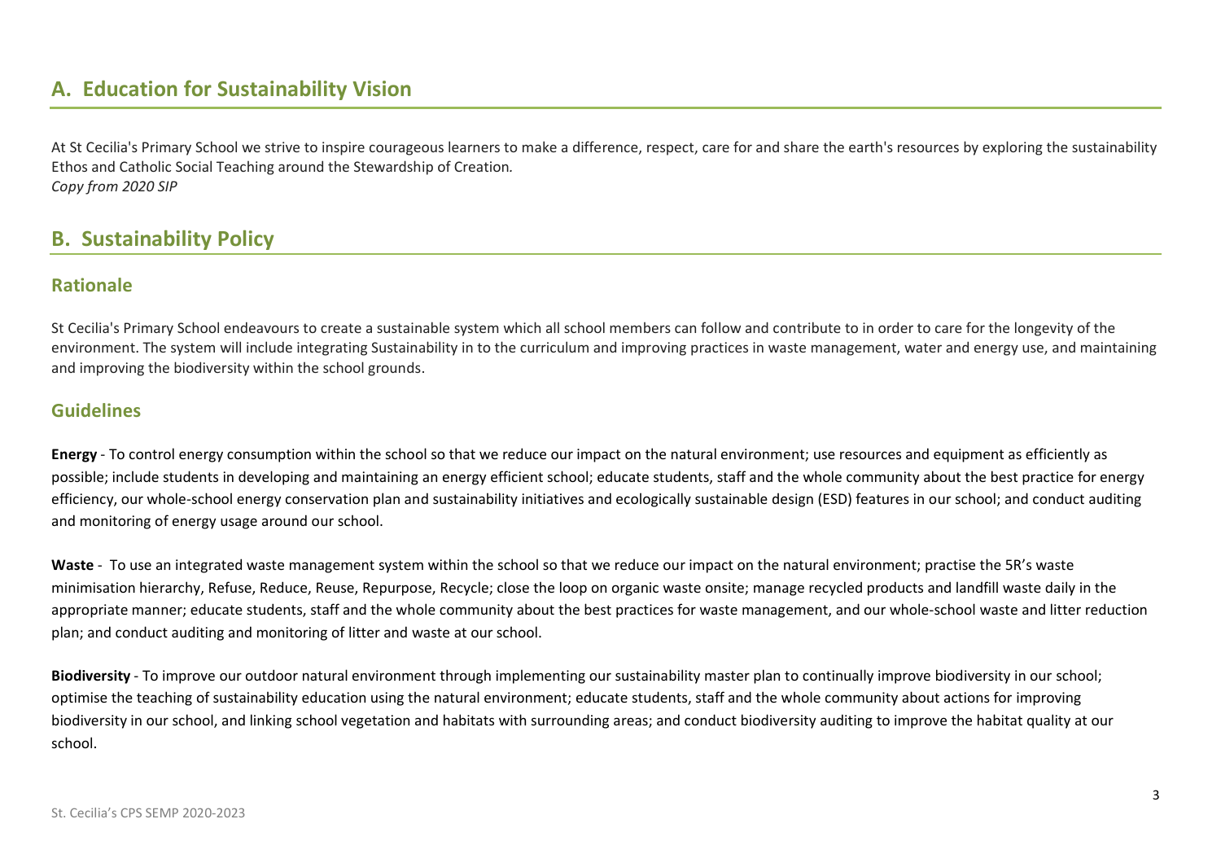## A. Education for Sustainability Vision

At St Cecilia's Primary School we strive to inspire courageous learners to make a difference, respect, care for and share the earth's resources by exploring the sustainability Ethos and Catholic Social Teaching around the Stewardship of Creation.
*Copy from 2020 SIP*

## B. Sustainability Policy

### Rationale

St Cecilia's Primary School endeavours to create a sustainable system which all school members can follow and contribute to in order to care for the longevity of the environment. The system will include integrating Sustainability in to the curriculum and improving practices in waste management, water and energy use, and maintaining and improving the biodiversity within the school grounds.

### Guidelines

**Energy** - To control energy consumption within the school so that we reduce our impact on the natural environment; use resources and equipment as efficiently as possible; include students in developing and maintaining an energy efficient school; educate students, staff and the whole community about the best practice for energy efficiency, our whole-school energy conservation plan and sustainability initiatives and ecologically sustainable design (ESD) features in our school; and conduct auditing and monitoring of energy usage around our school.

**Waste** - To use an integrated waste management system within the school so that we reduce our impact on the natural environment; practise the 5R's waste minimisation hierarchy, Refuse, Reduce, Reuse, Repurpose, Recycle; close the loop on organic waste onsite; manage recycled products and landfill waste daily in the appropriate manner; educate students, staff and the whole community about the best practices for waste management, and our whole-school waste and litter reduction plan; and conduct auditing and monitoring of litter and waste at our school.

**Biodiversity** - To improve our outdoor natural environment through implementing our sustainability master plan to continually improve biodiversity in our school; optimise the teaching of sustainability education using the natural environment; educate students, staff and the whole community about actions for improving biodiversity in our school, and linking school vegetation and habitats with surrounding areas; and conduct biodiversity auditing to improve the habitat quality at our school.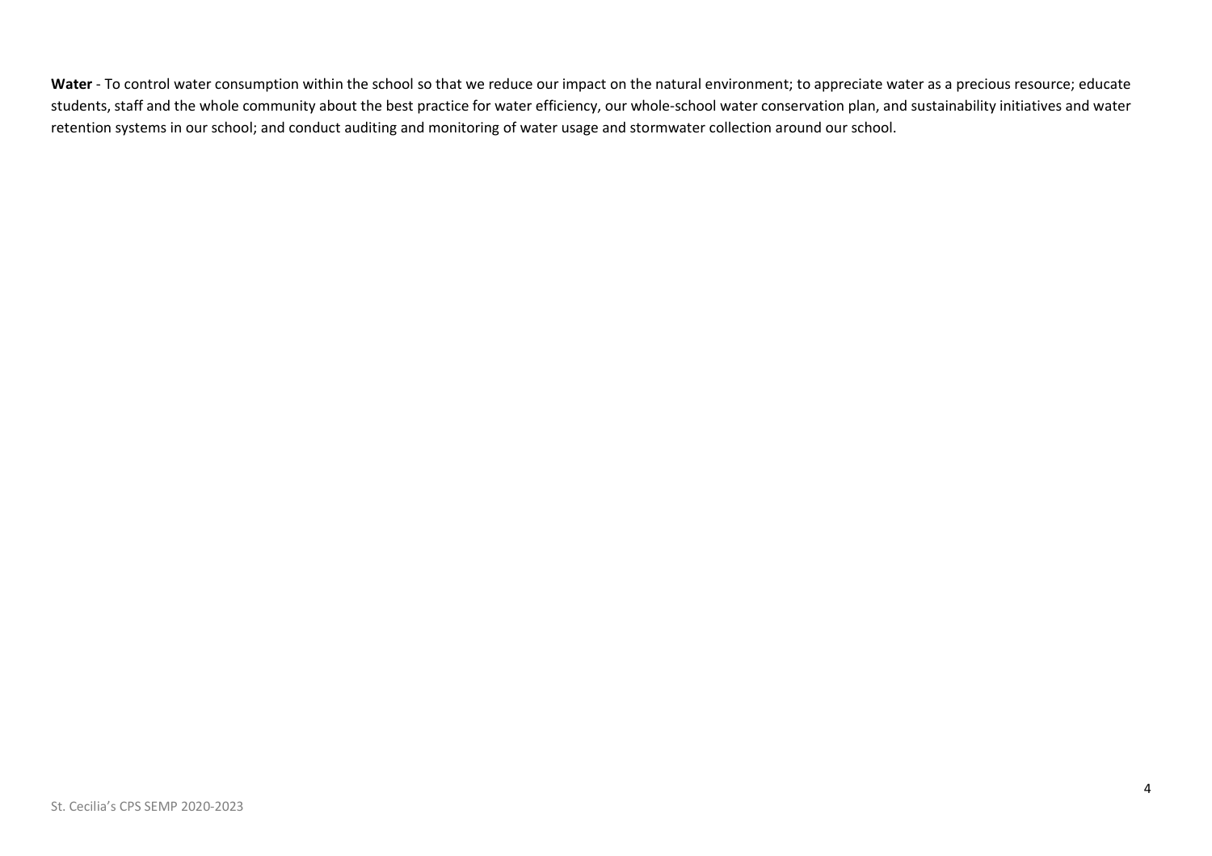**Water** - To control water consumption within the school so that we reduce our impact on the natural environment; to appreciate water as a precious resource; educate students, staff and the whole community about the best practice for water efficiency, our whole-school water conservation plan, and sustainability initiatives and water retention systems in our school; and conduct auditing and monitoring of water usage and stormwater collection around our school.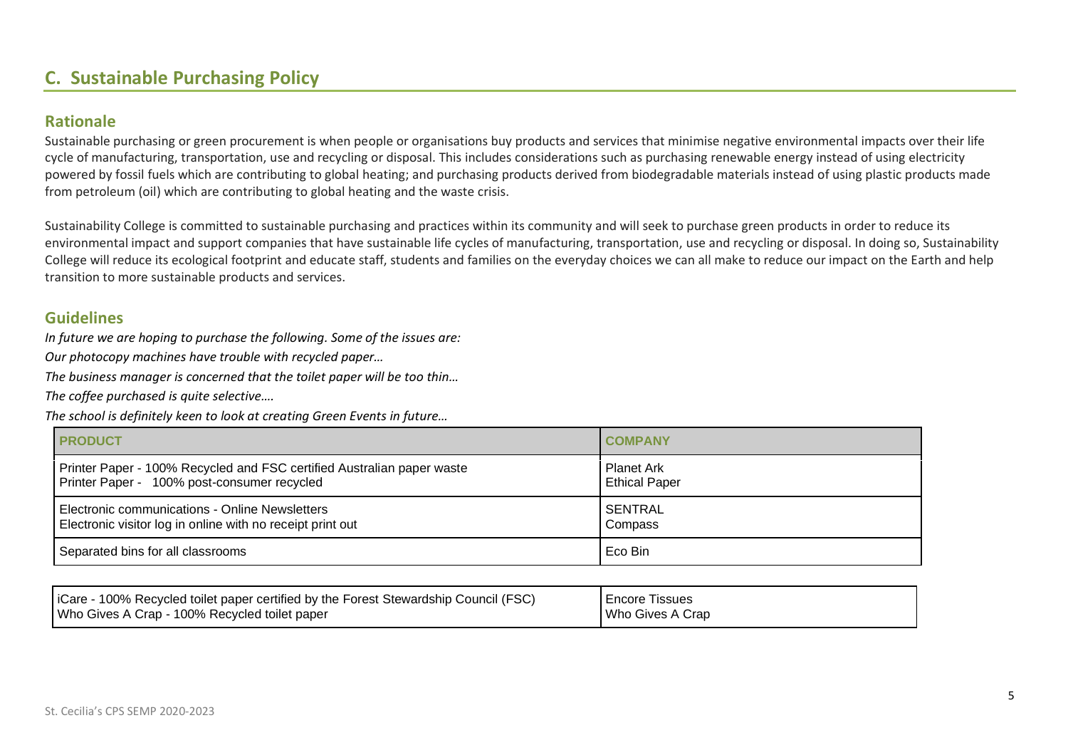## C. Sustainable Purchasing Policy

### Rationale

Sustainable purchasing or green procurement is when people or organisations buy products and services that minimise negative environmental impacts over their life cycle of manufacturing, transportation, use and recycling or disposal. This includes considerations such as purchasing renewable energy instead of using electricity powered by fossil fuels which are contributing to global heating; and purchasing products derived from biodegradable materials instead of using plastic products made from petroleum (oil) which are contributing to global heating and the waste crisis.

Sustainability College is committed to sustainable purchasing and practices within its community and will seek to purchase green products in order to reduce its environmental impact and support companies that have sustainable life cycles of manufacturing, transportation, use and recycling or disposal. In doing so, Sustainability College will reduce its ecological footprint and educate staff, students and families on the everyday choices we can all make to reduce our impact on the Earth and help transition to more sustainable products and services.

### Guidelines

*In future we are hoping to purchase the following. Some of the issues are:*

*Our photocopy machines have trouble with recycled paper…*

*The business manager is concerned that the toilet paper will be too thin…*

*The coffee purchased is quite selective….*

*The school is definitely keen to look at creating Green Events in future…*

| PRODUCT | COMPANY |
|---|---|
| Printer Paper - 100% Recycled and FSC certified Australian paper waste<br>Printer Paper - 100% post-consumer recycled | Planet Ark<br>Ethical Paper |
| Electronic communications - Online Newsletters<br>Electronic visitor log in online with no receipt print out | SENTRAL<br>Compass |
| Separated bins for all classrooms | Eco Bin |
| iCare - 100% Recycled toilet paper certified by the Forest Stewardship Council (FSC)<br>Who Gives A Crap - 100% Recycled toilet paper | Encore Tissues<br>Who Gives A Crap |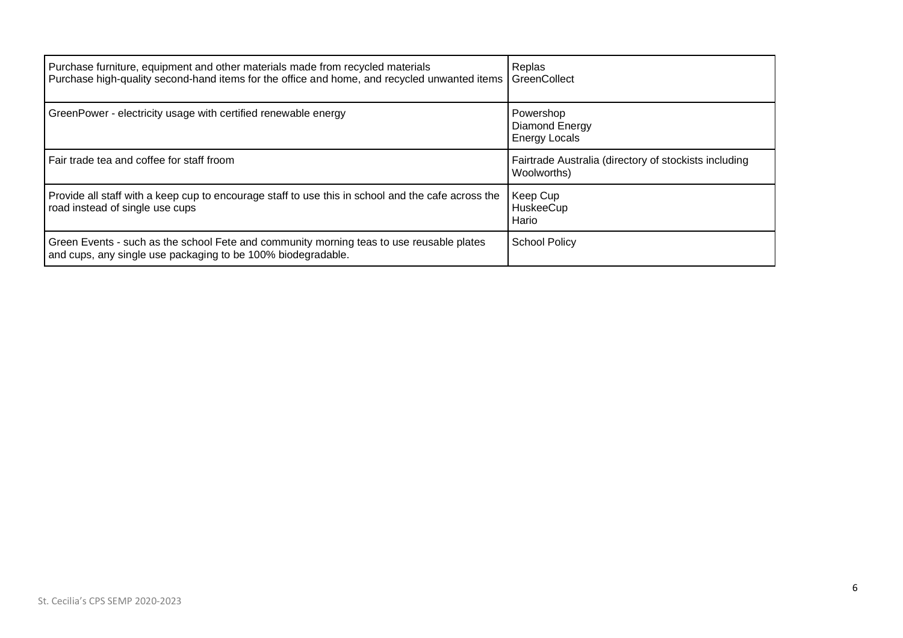| | |
|---|---|
| Purchase furniture, equipment and other materials made from recycled materials<br>Purchase high-quality second-hand items for the office and home, and recycled unwanted items | Replas<br>GreenCollect |
| GreenPower - electricity usage with certified renewable energy | Powershop<br>Diamond Energy<br>Energy Locals |
| Fair trade tea and coffee for staff froom | Fairtrade Australia (directory of stockists including Woolworths) |
| Provide all staff with a keep cup to encourage staff to use this in school and the cafe across the road instead of single use cups | Keep Cup<br>HuskeeCup<br>Hario |
| Green Events - such as the school Fete and community morning teas to use reusable plates and cups, any single use packaging to be 100% biodegradable. | School Policy |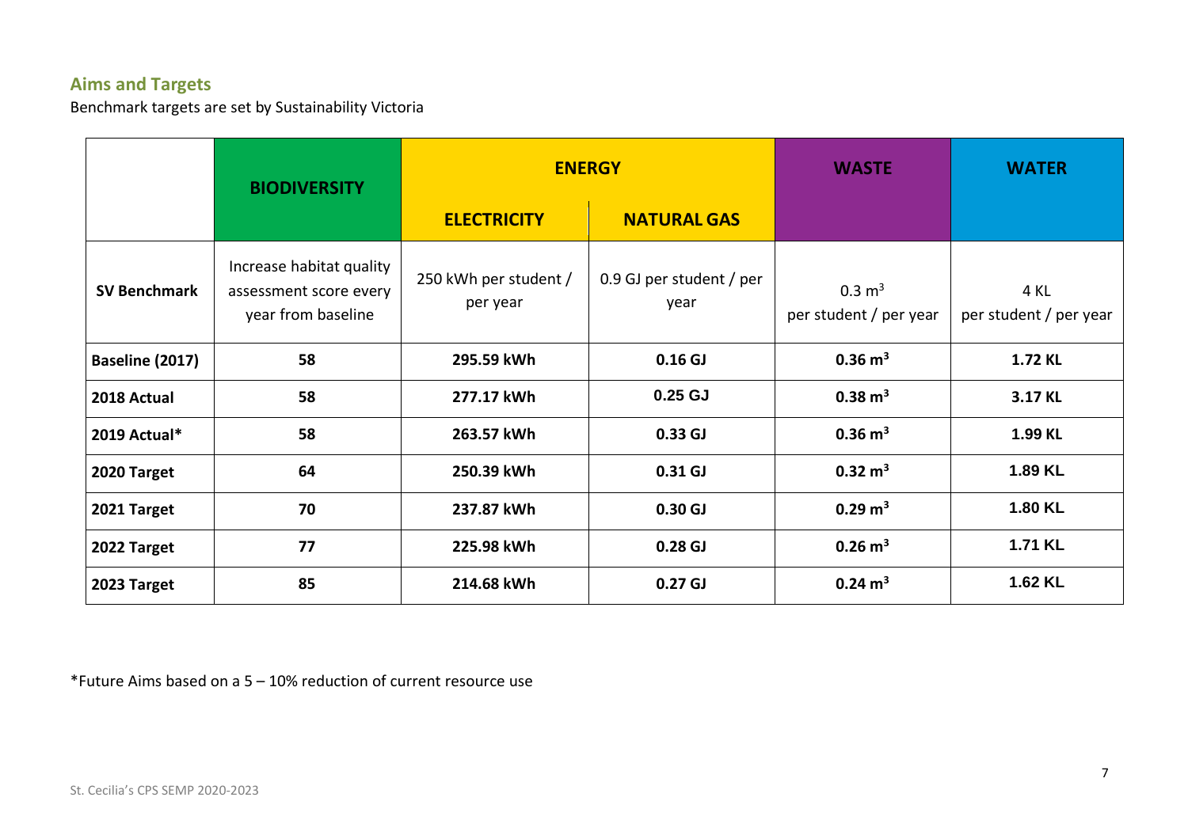## Aims and Targets

Benchmark targets are set by Sustainability Victoria

| | BIODIVERSITY | ENERGY | | WASTE | WATER |
|---|---|---|---|---|---|
| | | ELECTRICITY | NATURAL GAS | | |
| **SV Benchmark** | Increase habitat quality assessment score every year from baseline | 250 kWh per student / per year | 0.9 GJ per student / per year | 0.3 $m^3$ per student / per year | 4 KL per student / per year |
| **Baseline (2017)** | **58** | **295.59 kWh** | **0.16 GJ** | **0.36 $m^3$** | **1.72 KL** |
| **2018 Actual** | **58** | **277.17 kWh** | **0.25 GJ** | **0.38 $m^3$** | **3.17 KL** |
| **2019 Actual*** | **58** | **263.57 kWh** | **0.33 GJ** | **0.36 $m^3$** | **1.99 KL** |
| **2020 Target** | **64** | **250.39 kWh** | **0.31 GJ** | **0.32 $m^3$** | **1.89 KL** |
| **2021 Target** | **70** | **237.87 kWh** | **0.30 GJ** | **0.29 $m^3$** | **1.80 KL** |
| **2022 Target** | **77** | **225.98 kWh** | **0.28 GJ** | **0.26 $m^3$** | **1.71 KL** |
| **2023 Target** | **85** | **214.68 kWh** | **0.27 GJ** | **0.24 $m^3$** | **1.62 KL** |

*Future Aims based on a 5 – 10% reduction of current resource use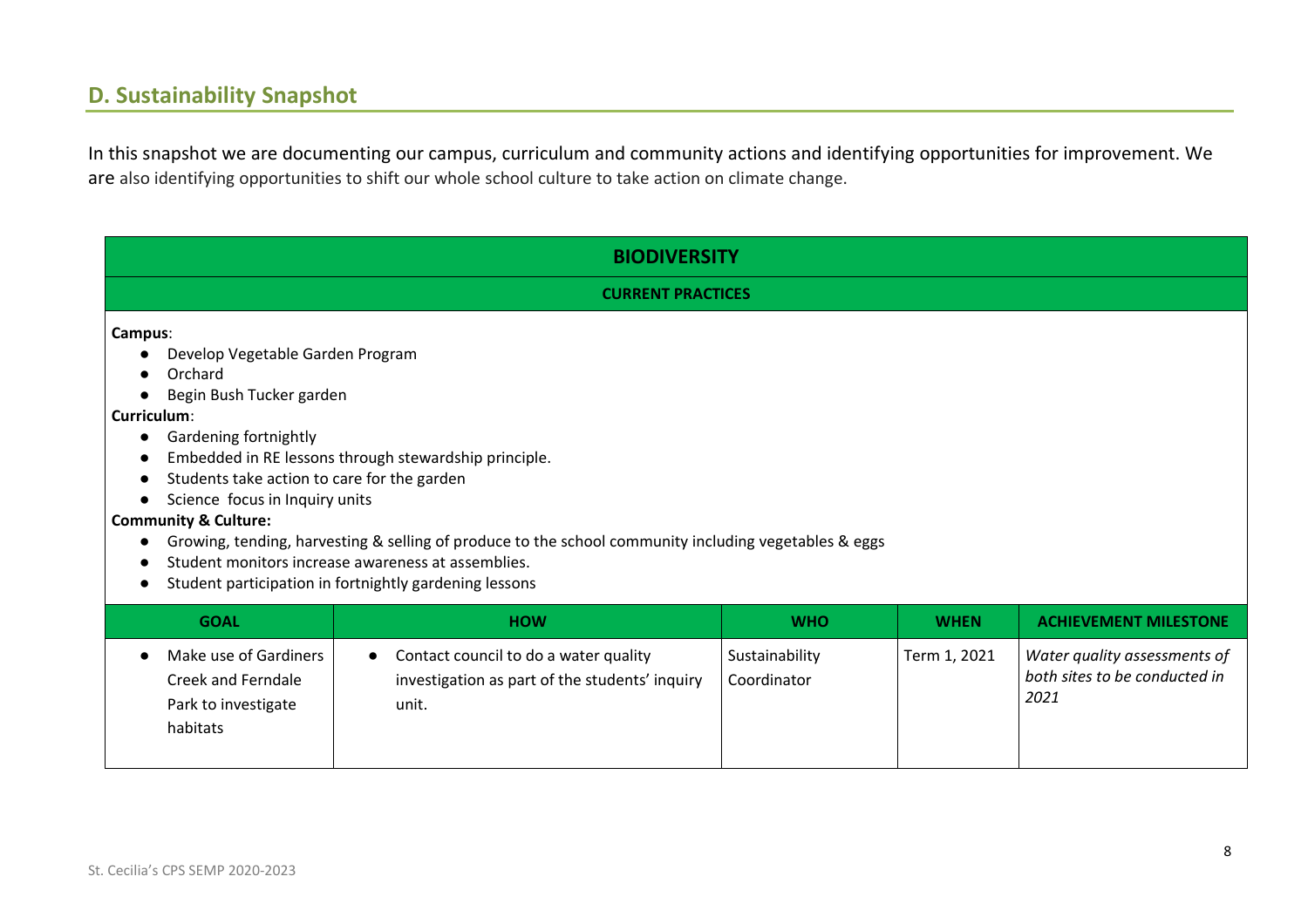## D. Sustainability Snapshot

In this snapshot we are documenting our campus, curriculum and community actions and identifying opportunities for improvement. We are also identifying opportunities to shift our whole school culture to take action on climate change.

| BIODIVERSITY | | | | |
|---|---|---|---|---|
| **CURRENT PRACTICES** | | | | |
| **Campus**:<br>● Develop Vegetable Garden Program<br>● Orchard<br>● Begin Bush Tucker garden<br>**Curriculum**:<br>● Gardening fortnightly<br>● Embedded in RE lessons through stewardship principle.<br>● Students take action to care for the garden<br>● Science focus in Inquiry units<br>**Community & Culture:**<br>● Growing, tending, harvesting & selling of produce to the school community including vegetables & eggs<br>● Student monitors increase awareness at assemblies.<br>● Student participation in fortnightly gardening lessons | | | | |
| **GOAL** | **HOW** | **WHO** | **WHEN** | **ACHIEVEMENT MILESTONE** |
| ● Make use of Gardiners Creek and Ferndale Park to investigate habitats | ● Contact council to do a water quality investigation as part of the students' inquiry unit. | Sustainability Coordinator | Term 1, 2021 | *Water quality assessments of both sites to be conducted in 2021* |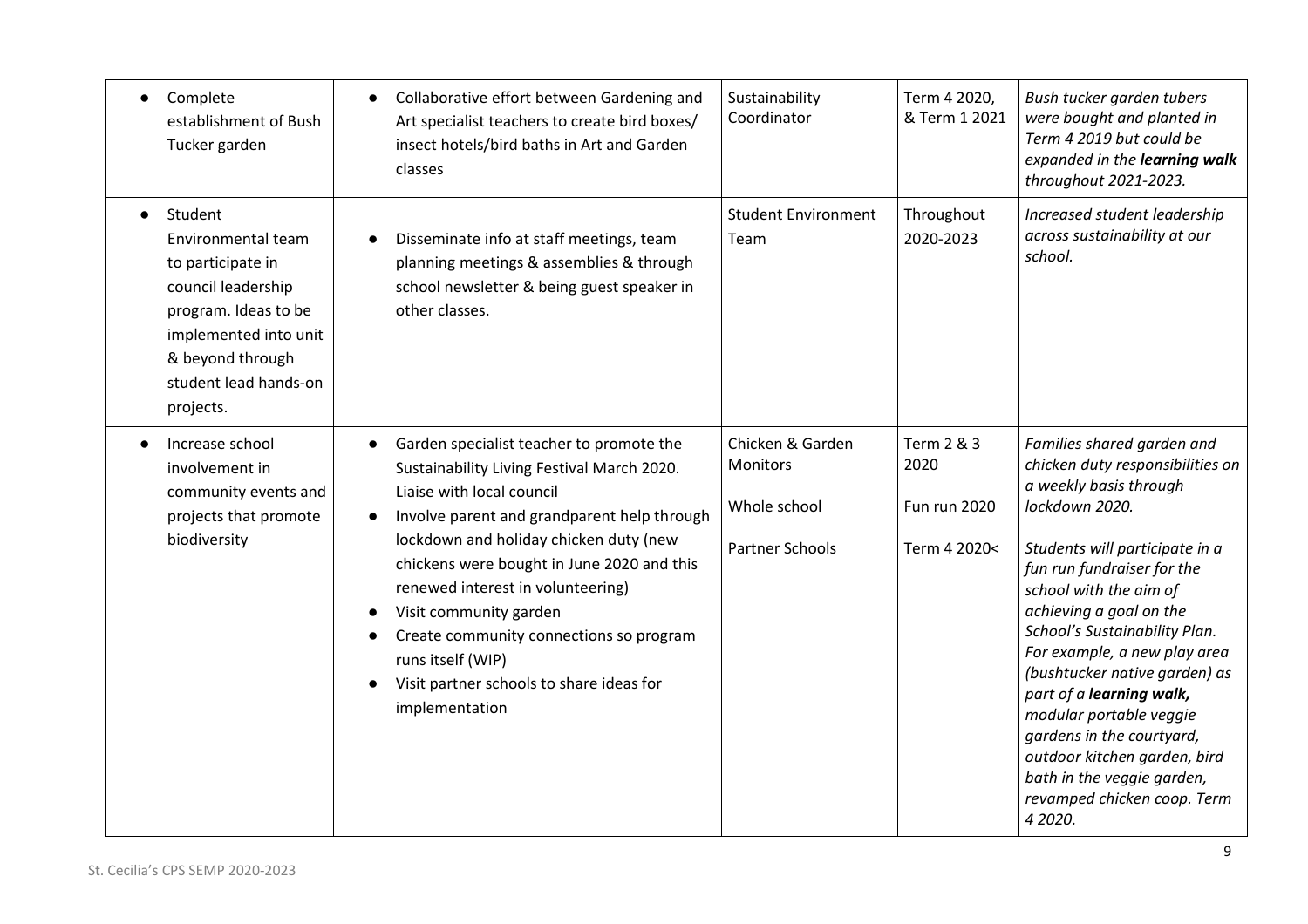| | | | | |
|---|---|---|---|---|
| • Complete establishment of Bush Tucker garden | • Collaborative effort between Gardening and Art specialist teachers to create bird boxes/ insect hotels/bird baths in Art and Garden classes | Sustainability Coordinator | Term 4 2020, & Term 1 2021 | *Bush tucker garden tubers were bought and planted in Term 4 2019 but could be expanded in the **learning walk** throughout 2021-2023.* |
| • Student Environmental team to participate in council leadership program. Ideas to be implemented into unit & beyond through student lead hands-on projects. | • Disseminate info at staff meetings, team planning meetings & assemblies & through school newsletter & being guest speaker in other classes. | Student Environment Team | Throughout 2020-2023 | *Increased student leadership across sustainability at our school.* |
| • Increase school involvement in community events and projects that promote biodiversity | • Garden specialist teacher to promote the Sustainability Living Festival March 2020. Liaise with local council<br>• Involve parent and grandparent help through lockdown and holiday chicken duty (new chickens were bought in June 2020 and this renewed interest in volunteering)<br>• Visit community garden<br>• Create community connections so program runs itself (WIP)<br>• Visit partner schools to share ideas for implementation | Chicken & Garden Monitors<br><br>Whole school<br><br>Partner Schools | Term 2 & 3 2020<br><br>Fun run 2020<br><br>Term 4 2020< | *Families shared garden and chicken duty responsibilities on a weekly basis through lockdown 2020.*<br><br>*Students will participate in a fun run fundraiser for the school with the aim of achieving a goal on the School's Sustainability Plan. For example, a new play area (bushtucker native garden) as part of a **learning walk,** modular portable veggie gardens in the courtyard, outdoor kitchen garden, bird bath in the veggie garden, revamped chicken coop. Term 4 2020.* |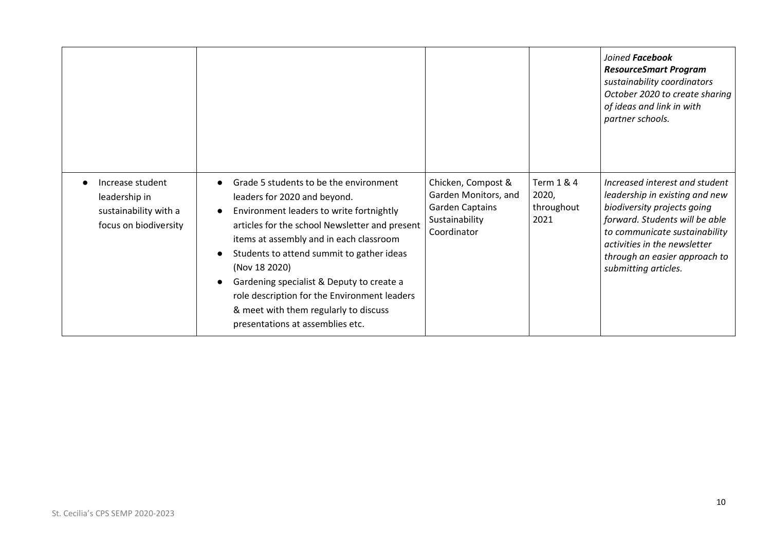| | | | | |
|---|---|---|---|---|
| | | | | *Joined **Facebook ResourceSmart Program** sustainability coordinators October 2020 to create sharing of ideas and link in with partner schools.* |
| • Increase student leadership in sustainability with a focus on biodiversity | • Grade 5 students to be the environment leaders for 2020 and beyond.<br>• Environment leaders to write fortnightly articles for the school Newsletter and present items at assembly and in each classroom<br>• Students to attend summit to gather ideas (Nov 18 2020)<br>• Gardening specialist & Deputy to create a role description for the Environment leaders & meet with them regularly to discuss presentations at assemblies etc. | Chicken, Compost & Garden Monitors, and Garden Captains Sustainability Coordinator | Term 1 & 4 2020, throughout 2021 | *Increased interest and student leadership in existing and new biodiversity projects going forward. Students will be able to communicate sustainability activities in the newsletter through an easier approach to submitting articles.* |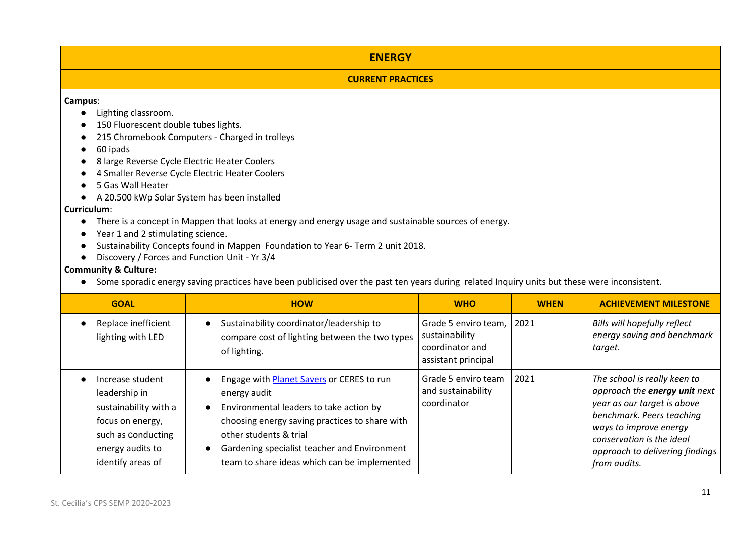## ENERGY

### CURRENT PRACTICES

**Campus**:

- Lighting classroom.
- 150 Fluorescent double tubes lights.
- 215 Chromebook Computers - Charged in trolleys
- 60 ipads
- 8 large Reverse Cycle Electric Heater Coolers
- 4 Smaller Reverse Cycle Electric Heater Coolers
- 5 Gas Wall Heater
- A 20.500 kWp Solar System has been installed

**Curriculum**:

- There is a concept in Mappen that looks at energy and energy usage and sustainable sources of energy.
- Year 1 and 2 stimulating science.
- Sustainability Concepts found in Mappen Foundation to Year 6- Term 2 unit 2018.
- Discovery / Forces and Function Unit - Yr 3/4

**Community & Culture:**

- Some sporadic energy saving practices have been publicised over the past ten years during related Inquiry units but these were inconsistent.

| GOAL | HOW | WHO | WHEN | ACHIEVEMENT MILESTONE |
|---|---|---|---|---|
| • Replace inefficient lighting with LED | • Sustainability coordinator/leadership to compare cost of lighting between the two types of lighting. | Grade 5 enviro team, sustainability coordinator and assistant principal | 2021 | *Bills will hopefully reflect energy saving and benchmark target.* |
| • Increase student leadership in sustainability with a focus on energy, such as conducting energy audits to identify areas of | • Engage with Planet Savers or CERES to run energy audit<br>• Environmental leaders to take action by choosing energy saving practices to share with other students & trial<br>• Gardening specialist teacher and Environment team to share ideas which can be implemented | Grade 5 enviro team and sustainability coordinator | 2021 | *The school is really keen to approach the **energy unit** next year as our target is above benchmark. Peers teaching ways to improve energy conservation is the ideal approach to delivering findings from audits.* |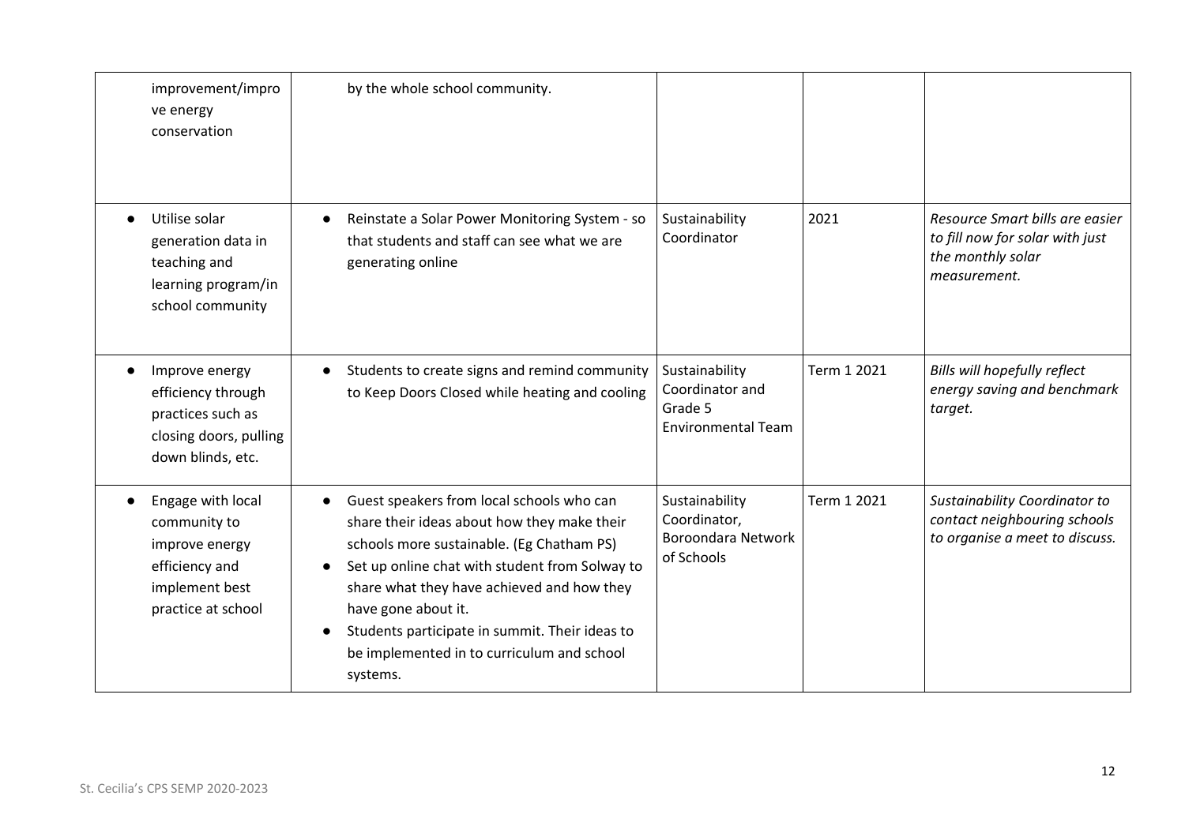| | | | | |
|---|---|---|---|---|
| improvement/improve energy conservation | by the whole school community. | | | |
| • Utilise solar generation data in teaching and learning program/in school community | • Reinstate a Solar Power Monitoring System - so that students and staff can see what we are generating online | Sustainability Coordinator | 2021 | *Resource Smart bills are easier to fill now for solar with just the monthly solar measurement.* |
| • Improve energy efficiency through practices such as closing doors, pulling down blinds, etc. | • Students to create signs and remind community to Keep Doors Closed while heating and cooling | Sustainability Coordinator and Grade 5 Environmental Team | Term 1 2021 | *Bills will hopefully reflect energy saving and benchmark target.* |
| • Engage with local community to improve energy efficiency and implement best practice at school | • Guest speakers from local schools who can share their ideas about how they make their schools more sustainable. (Eg Chatham PS)<br>• Set up online chat with student from Solway to share what they have achieved and how they have gone about it.<br>• Students participate in summit. Their ideas to be implemented in to curriculum and school systems. | Sustainability Coordinator, Boroondara Network of Schools | Term 1 2021 | *Sustainability Coordinator to contact neighbouring schools to organise a meet to discuss.* |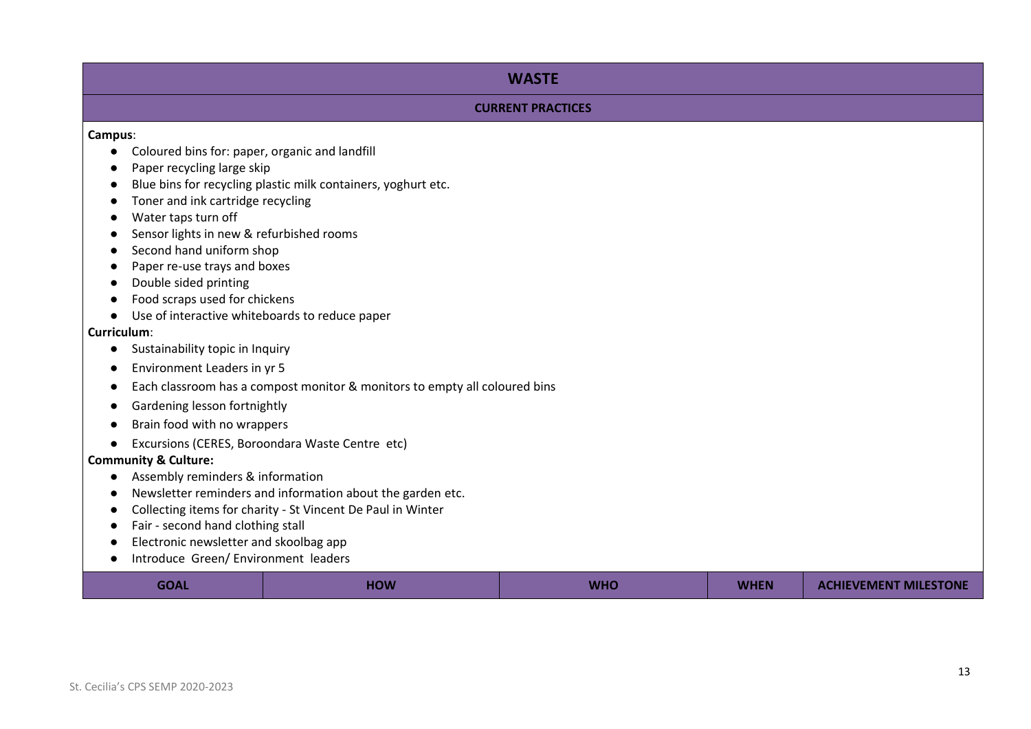## WASTE

### CURRENT PRACTICES

**Campus**:

- Coloured bins for: paper, organic and landfill
- Paper recycling large skip
- Blue bins for recycling plastic milk containers, yoghurt etc.
- Toner and ink cartridge recycling
- Water taps turn off
- Sensor lights in new & refurbished rooms
- Second hand uniform shop
- Paper re-use trays and boxes
- Double sided printing
- Food scraps used for chickens
- Use of interactive whiteboards to reduce paper

**Curriculum**:

- Sustainability topic in Inquiry
- Environment Leaders in yr 5
- Each classroom has a compost monitor & monitors to empty all coloured bins
- Gardening lesson fortnightly
- Brain food with no wrappers
- Excursions (CERES, Boroondara Waste Centre etc)

**Community & Culture:**

- Assembly reminders & information
- Newsletter reminders and information about the garden etc.
- Collecting items for charity - St Vincent De Paul in Winter
- Fair - second hand clothing stall
- Electronic newsletter and skoolbag app
- Introduce Green/ Environment leaders

| GOAL | HOW | WHO | WHEN | ACHIEVEMENT MILESTONE |
|---|---|---|---|---|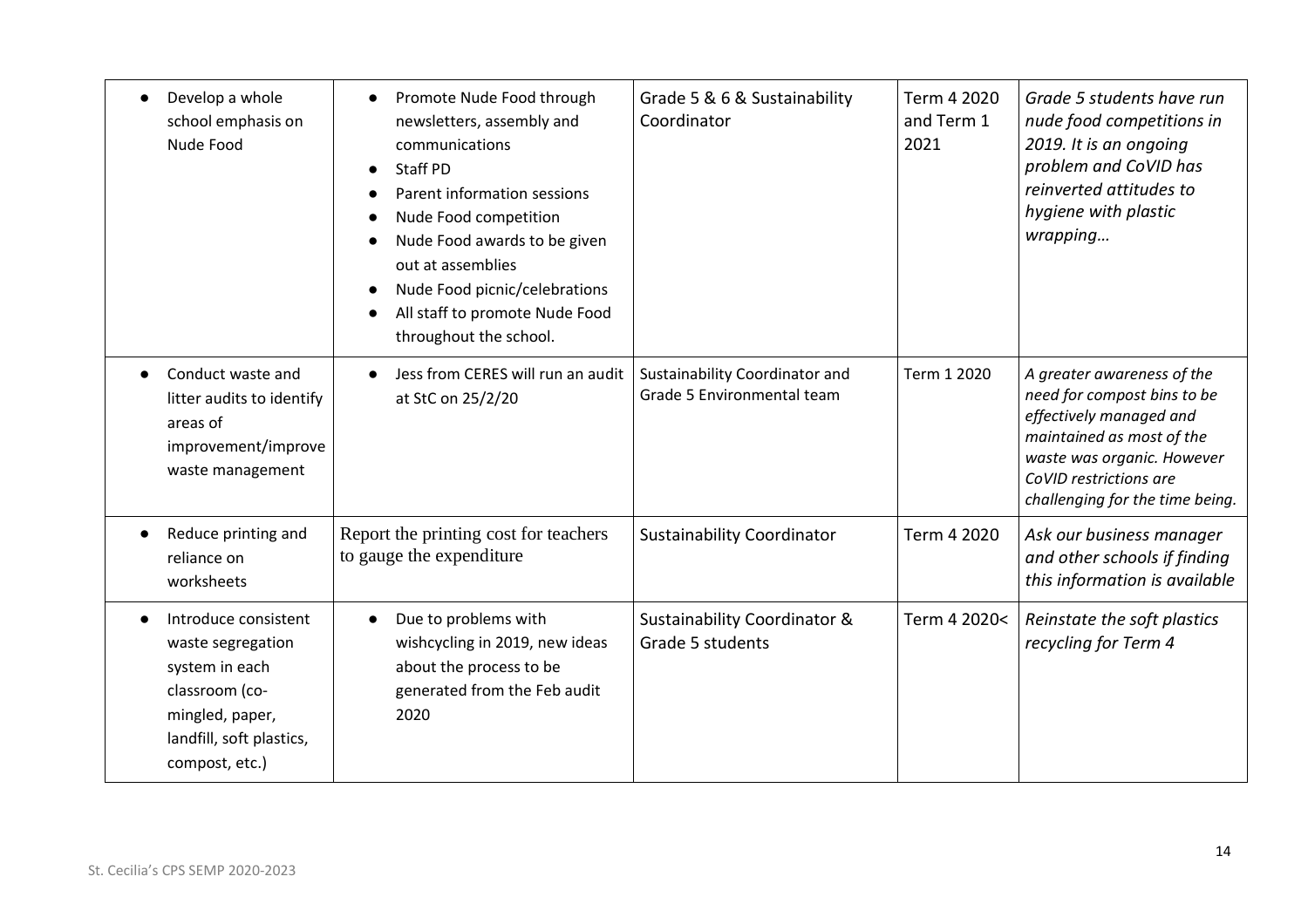| | | | | |
|---|---|---|---|---|
| • Develop a whole school emphasis on Nude Food | • Promote Nude Food through newsletters, assembly and communications<br>• Staff PD<br>• Parent information sessions<br>• Nude Food competition<br>• Nude Food awards to be given out at assemblies<br>• Nude Food picnic/celebrations<br>• All staff to promote Nude Food throughout the school. | Grade 5 & 6 & Sustainability Coordinator | Term 4 2020 and Term 1 2021 | *Grade 5 students have run nude food competitions in 2019. It is an ongoing problem and CoVID has reinverted attitudes to hygiene with plastic wrapping…* |
| • Conduct waste and litter audits to identify areas of improvement/improve waste management | • Jess from CERES will run an audit at StC on 25/2/20 | Sustainability Coordinator and Grade 5 Environmental team | Term 1 2020 | *A greater awareness of the need for compost bins to be effectively managed and maintained as most of the waste was organic. However CoVID restrictions are challenging for the time being.* |
| • Reduce printing and reliance on worksheets | Report the printing cost for teachers to gauge the expenditure | Sustainability Coordinator | Term 4 2020 | *Ask our business manager and other schools if finding this information is available* |
| • Introduce consistent waste segregation system in each classroom (co-mingled, paper, landfill, soft plastics, compost, etc.) | • Due to problems with wishcycling in 2019, new ideas about the process to be generated from the Feb audit 2020 | Sustainability Coordinator & Grade 5 students | Term 4 2020< | *Reinstate the soft plastics recycling for Term 4* |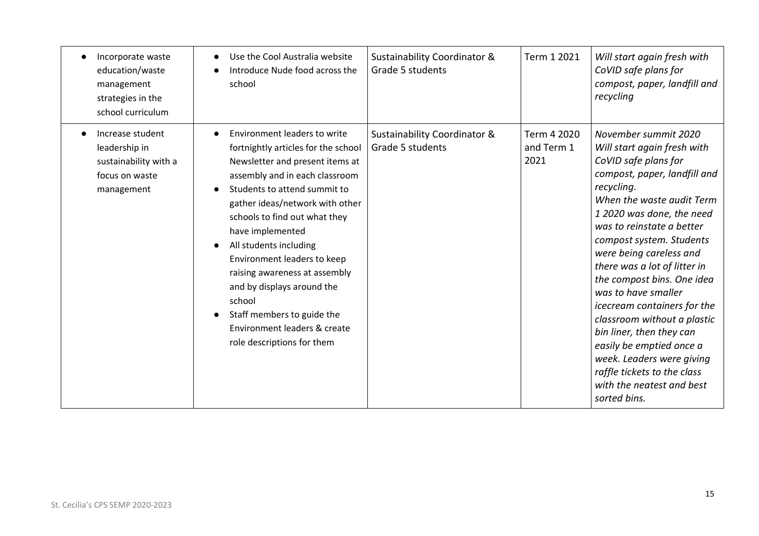| | | | | |
|---|---|---|---|---|
| • Incorporate waste education/waste management strategies in the school curriculum | • Use the Cool Australia website<br>• Introduce Nude food across the school | Sustainability Coordinator & Grade 5 students | Term 1 2021 | *Will start again fresh with CoVID safe plans for compost, paper, landfill and recycling* |
| • Increase student leadership in sustainability with a focus on waste management | • Environment leaders to write fortnightly articles for the school Newsletter and present items at assembly and in each classroom<br>• Students to attend summit to gather ideas/network with other schools to find out what they have implemented<br>• All students including Environment leaders to keep raising awareness at assembly and by displays around the school<br>• Staff members to guide the Environment leaders & create role descriptions for them | Sustainability Coordinator & Grade 5 students | Term 4 2020 and Term 1 2021 | *November summit 2020 Will start again fresh with CoVID safe plans for compost, paper, landfill and recycling. When the waste audit Term 1 2020 was done, the need was to reinstate a better compost system. Students were being careless and there was a lot of litter in the compost bins. One idea was to have smaller icecream containers for the classroom without a plastic bin liner, then they can easily be emptied once a week. Leaders were giving raffle tickets to the class with the neatest and best sorted bins.* |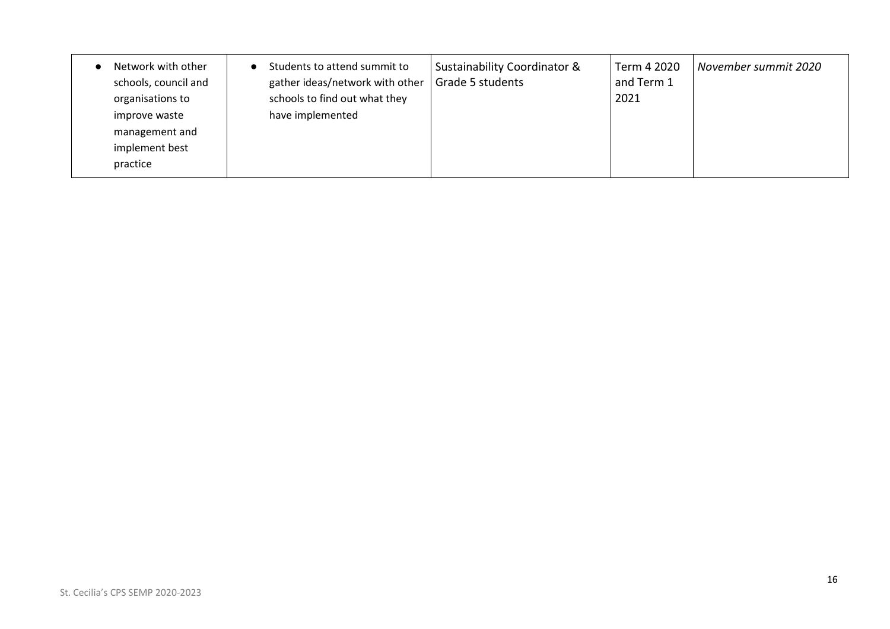| | | | | |
|---|---|---|---|---|
| • Network with other schools, council and organisations to improve waste management and implement best practice | • Students to attend summit to gather ideas/network with other schools to find out what they have implemented | Sustainability Coordinator & Grade 5 students | Term 4 2020 and Term 1 2021 | *November summit 2020* |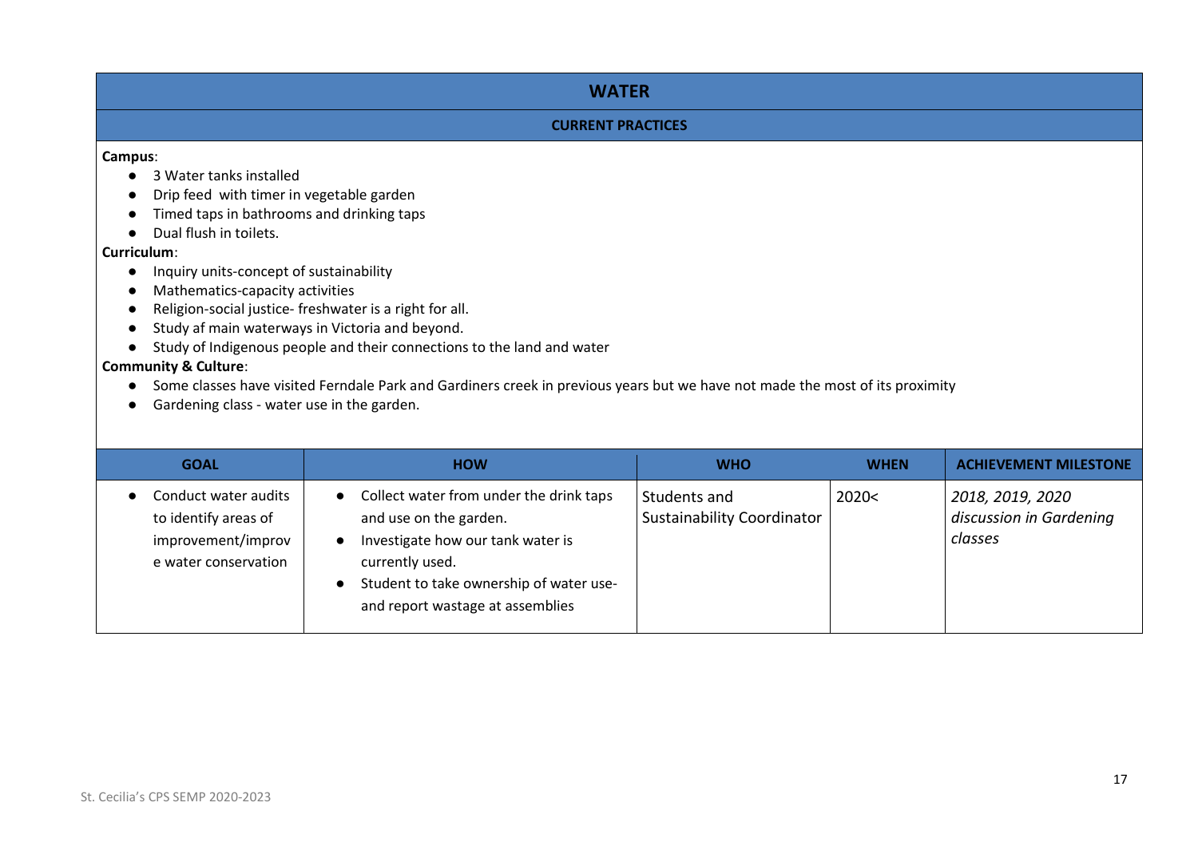## WATER

### CURRENT PRACTICES

**Campus**:

- 3 Water tanks installed
- Drip feed  with timer in vegetable garden
- Timed taps in bathrooms and drinking taps
- Dual flush in toilets.

**Curriculum**:

- Inquiry units-concept of sustainability
- Mathematics-capacity activities
- Religion-social justice- freshwater is a right for all.
- Study af main waterways in Victoria and beyond.
- Study of Indigenous people and their connections to the land and water

**Community & Culture**:

- Some classes have visited Ferndale Park and Gardiners creek in previous years but we have not made the most of its proximity
- Gardening class - water use in the garden.

| GOAL | HOW | WHO | WHEN | ACHIEVEMENT MILESTONE |
|---|---|---|---|---|
| • Conduct water audits to identify areas of improvement/improve water conservation | • Collect water from under the drink taps and use on the garden.<br>• Investigate how our tank water is currently used.<br>• Student to take ownership of water use- and report wastage at assemblies | Students and Sustainability Coordinator | 2020< | *2018, 2019, 2020 discussion in Gardening classes* |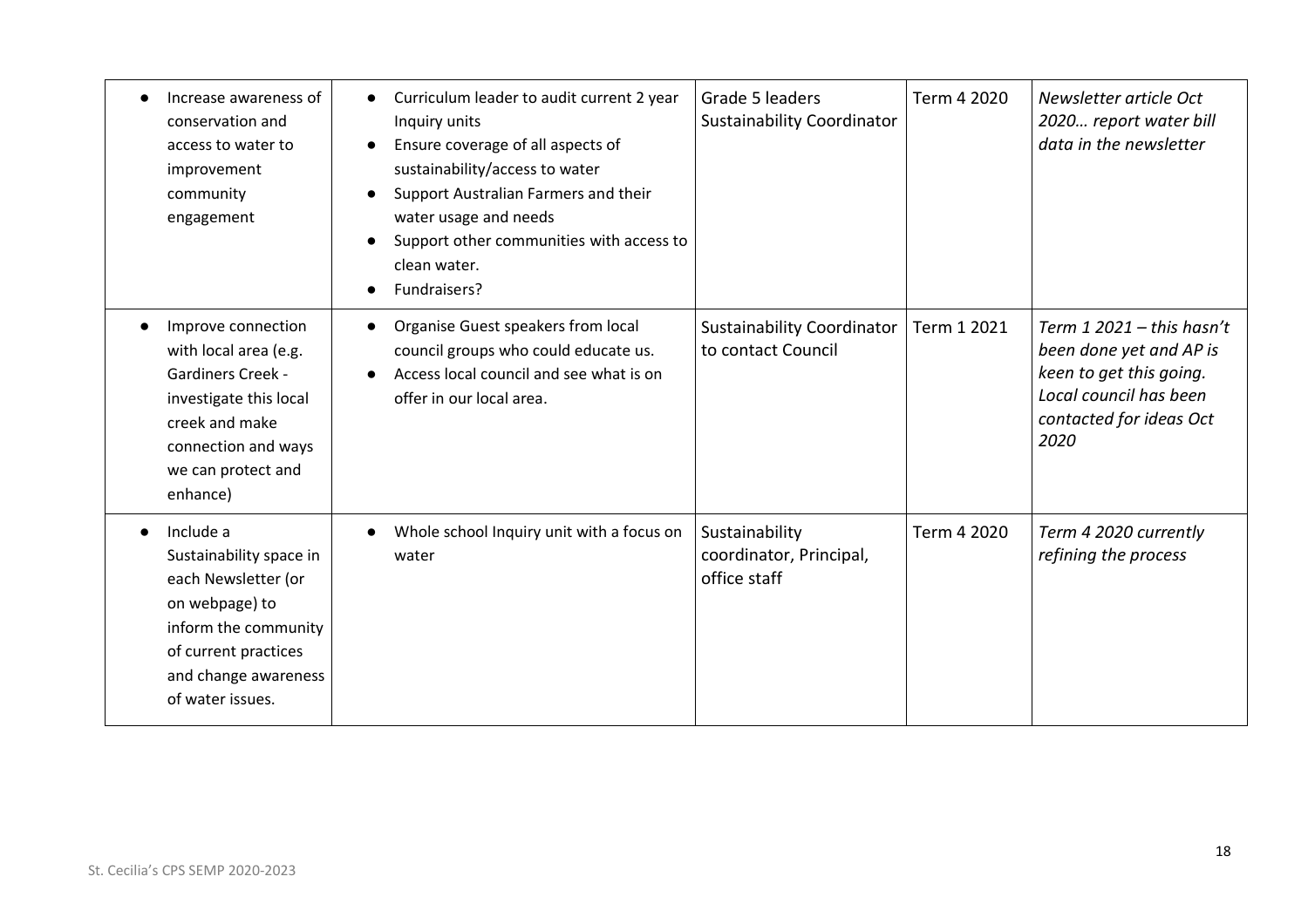| | | | | |
|---|---|---|---|---|
| • Increase awareness of conservation and access to water to improvement community engagement | • Curriculum leader to audit current 2 year Inquiry units<br>• Ensure coverage of all aspects of sustainability/access to water<br>• Support Australian Farmers and their water usage and needs<br>• Support other communities with access to clean water.<br>• Fundraisers? | Grade 5 leaders<br>Sustainability Coordinator | Term 4 2020 | *Newsletter article Oct 2020… report water bill data in the newsletter* |
| • Improve connection with local area (e.g. Gardiners Creek - investigate this local creek and make connection and ways we can protect and enhance) | • Organise Guest speakers from local council groups who could educate us.<br>• Access local council and see what is on offer in our local area. | Sustainability Coordinator to contact Council | Term 1 2021 | *Term 1 2021 – this hasn't been done yet and AP is keen to get this going. Local council has been contacted for ideas Oct 2020* |
| • Include a Sustainability space in each Newsletter (or on webpage) to inform the community of current practices and change awareness of water issues. | • Whole school Inquiry unit with a focus on water | Sustainability coordinator, Principal, office staff | Term 4 2020 | *Term 4 2020 currently refining the process* |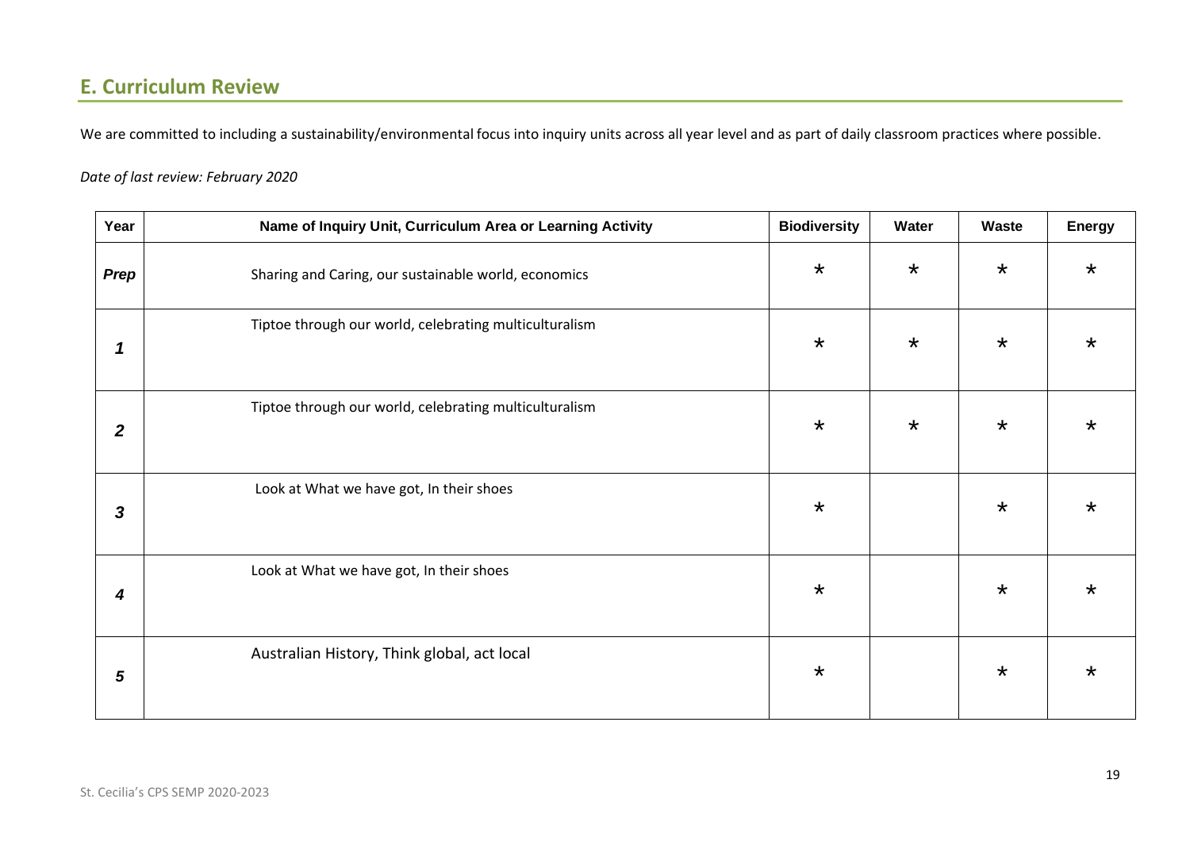## E. Curriculum Review

We are committed to including a sustainability/environmental focus into inquiry units across all year level and as part of daily classroom practices where possible.

*Date of last review: February 2020*

| Year | Name of Inquiry Unit, Curriculum Area or Learning Activity | Biodiversity | Water | Waste | Energy |
|---|---|---|---|---|---|
| ***Prep*** | Sharing and Caring, our sustainable world, economics | * | * | * | * |
| ***1*** | Tiptoe through our world, celebrating multiculturalism | * | * | * | * |
| ***2*** | Tiptoe through our world, celebrating multiculturalism | * | * | * | * |
| ***3*** | Look at What we have got, In their shoes | * | | * | * |
| ***4*** | Look at What we have got, In their shoes | * | | * | * |
| ***5*** | Australian History, Think global, act local | * | | * | * |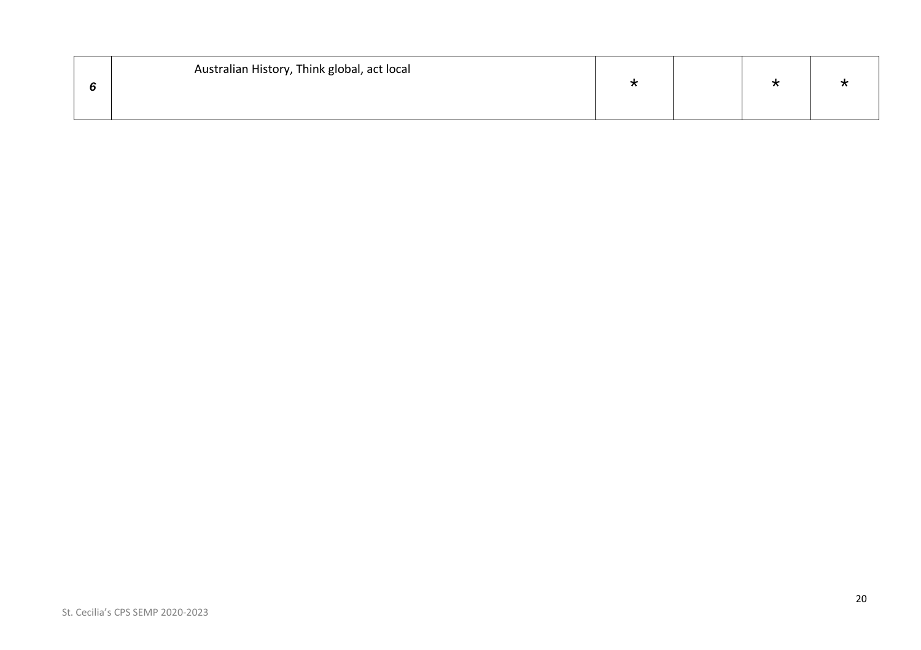| | | | | | |
|---|---|---|---|---|---|
| ***6*** | Australian History, Think global, act local | * | | * | * |